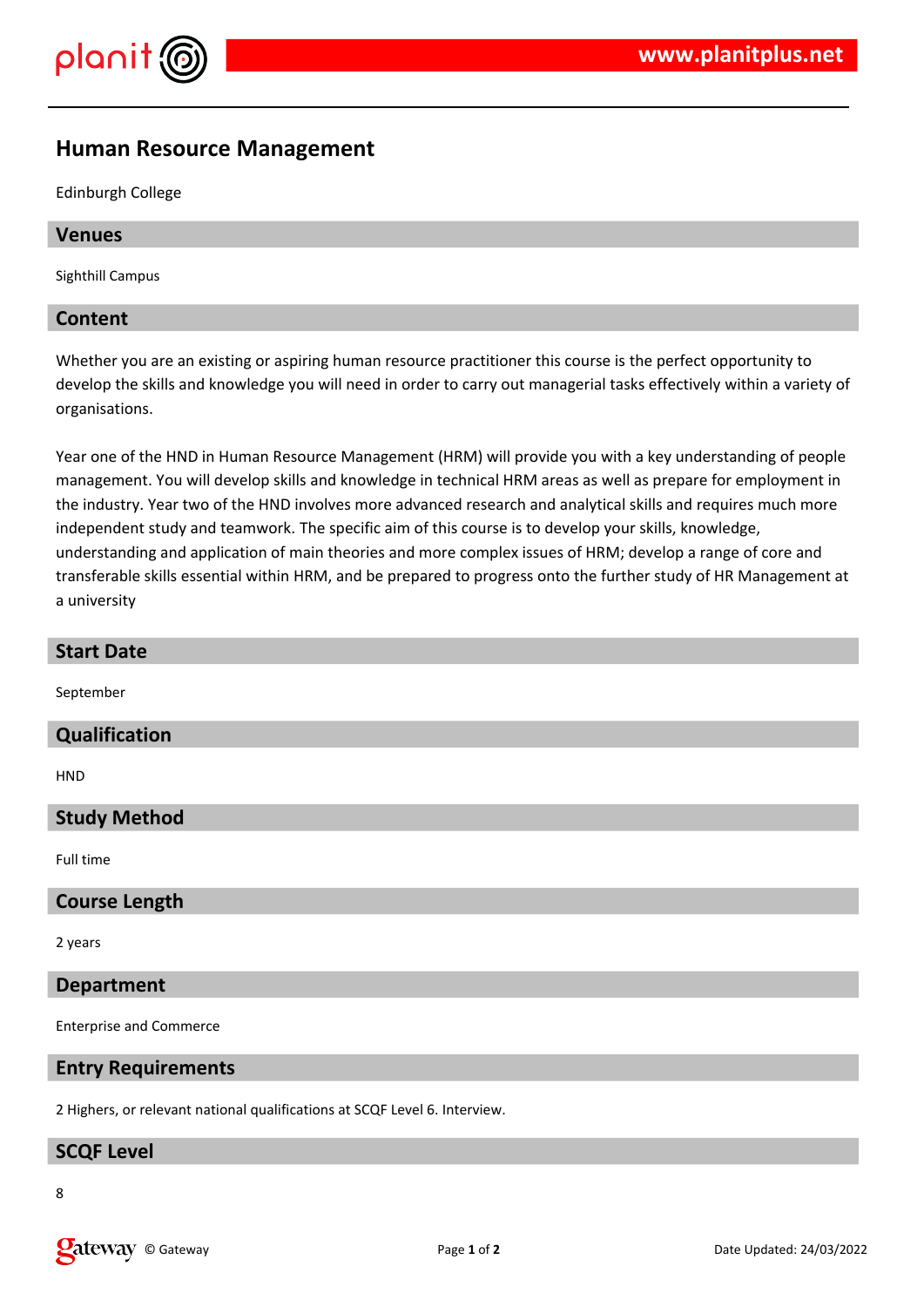# Human Resource Management

Edinburgh College

## Venues

Sighthill Campus

## Content

Whether you are an existing or aspiring human resource practitioner this course is the perfect opportunity to develop the skills and knowledge you will need in order to carry out managerial tasks effectively within a variety of organisations.

Year one of the HND in Human Resource Management (HRM) will provide you with a key understanding of people management. You will develop skills and knowledge in technical HRM areas as well as prepare for employment in the industry. Year two of the HND involves more advanced research and analytical skills and requires much more independent study and teamwork. The specific aim of this course is to develop your skills, knowledge, understanding and application of main theories and more complex issues of HRM; develop a range of core and transferable skills essential within HRM, and be prepared to progress onto the further study of HR Management at a university

## Start Date

September

## Qualification

HND

## Study Method

Full time

## Course Length

2 years

## Department

Enterprise and Commerce

## Entry Requirements

2 Highers, or relevant national qualifications at SCQF Level 6. Interview.

## SCQF Level

8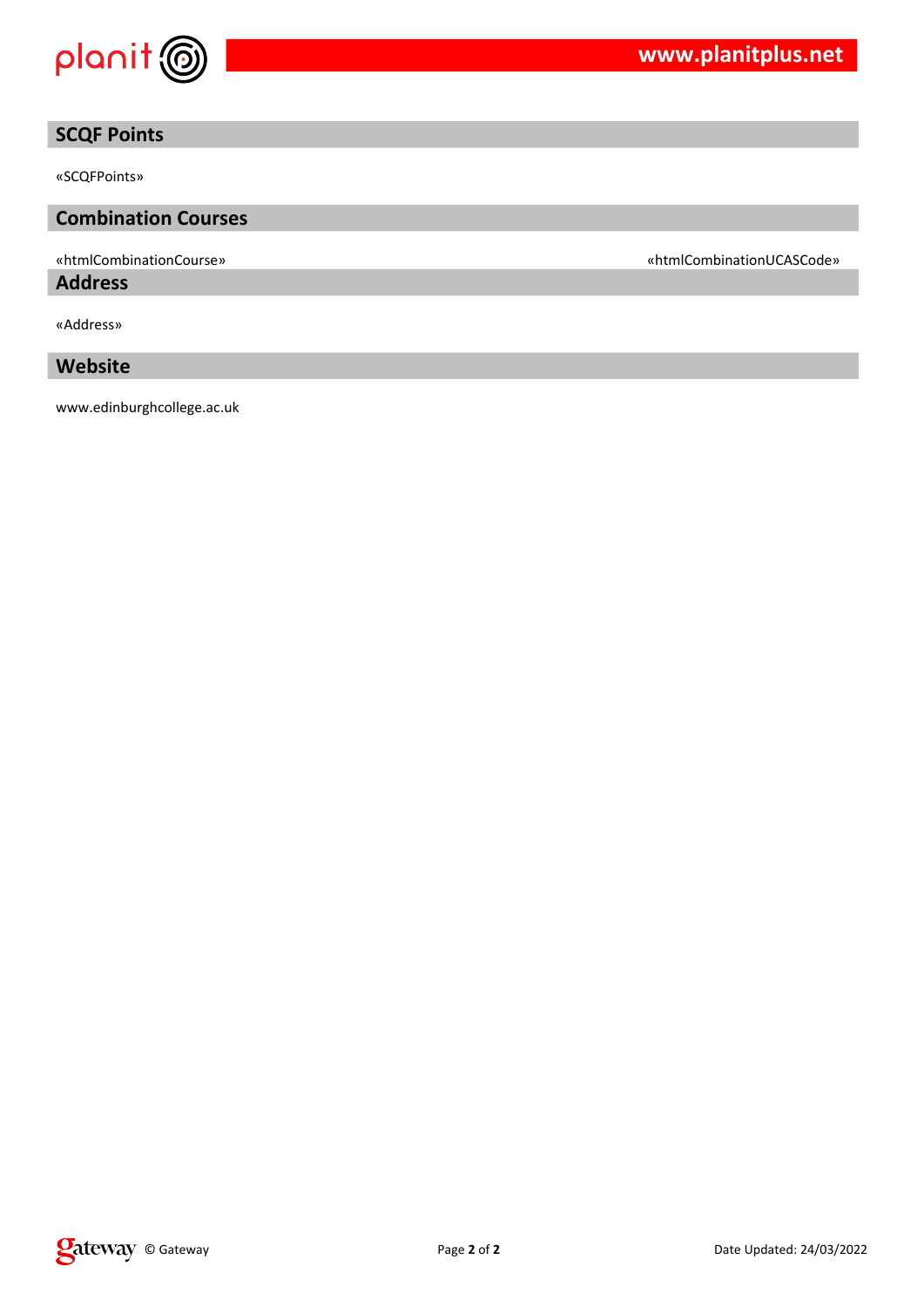## SCQF Points

«SCQFPoints»

## Combination Courses

«htmlCombinationCourse» «htmlCombinationUCASCode»

## Address

«Address»

## Website

www.edinburghcollege.ac.uk